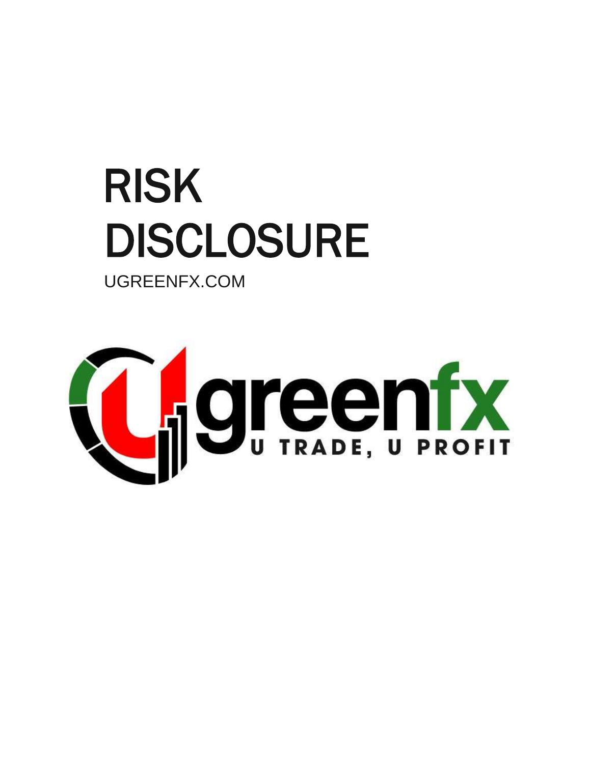# RISK DISCLOSURE

UGREENFX.COM

ugreenfx

U TRADE, U PROFIT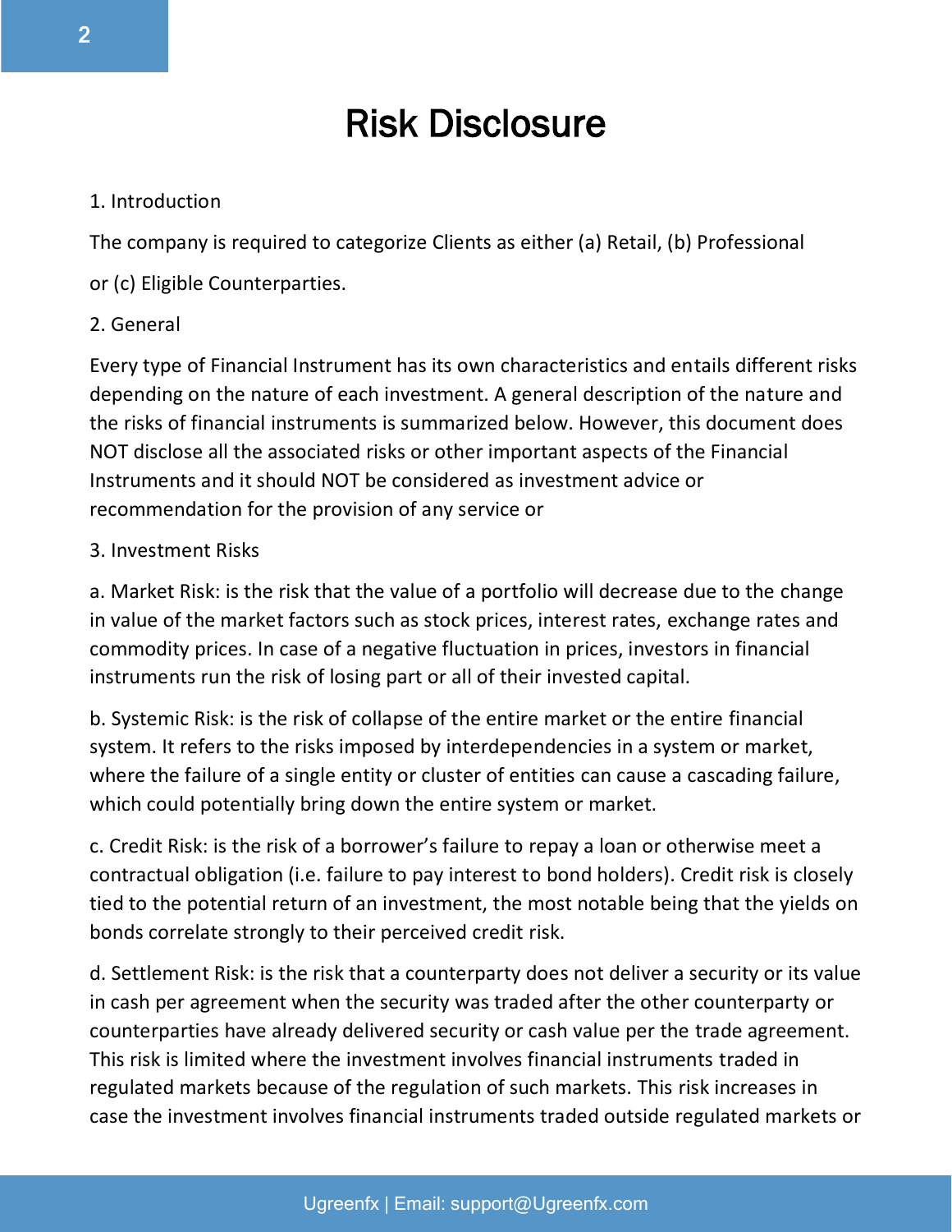# Risk Disclosure

1. Introduction

The company is required to categorize Clients as either (a) Retail, (b) Professional

or (c) Eligible Counterparties.

2. General

Every type of Financial Instrument has its own characteristics and entails different risks depending on the nature of each investment. A general description of the nature and the risks of financial instruments is summarized below. However, this document does NOT disclose all the associated risks or other important aspects of the Financial Instruments and it should NOT be considered as investment advice or recommendation for the provision of any service or

3. Investment Risks

a. Market Risk: is the risk that the value of a portfolio will decrease due to the change in value of the market factors such as stock prices, interest rates, exchange rates and commodity prices. In case of a negative fluctuation in prices, investors in financial instruments run the risk of losing part or all of their invested capital.

b. Systemic Risk: is the risk of collapse of the entire market or the entire financial system. It refers to the risks imposed by interdependencies in a system or market, where the failure of a single entity or cluster of entities can cause a cascading failure, which could potentially bring down the entire system or market.

c. Credit Risk: is the risk of a borrower's failure to repay a loan or otherwise meet a contractual obligation (i.e. failure to pay interest to bond holders). Credit risk is closely tied to the potential return of an investment, the most notable being that the yields on bonds correlate strongly to their perceived credit risk.

d. Settlement Risk: is the risk that a counterparty does not deliver a security or its value in cash per agreement when the security was traded after the other counterparty or counterparties have already delivered security or cash value per the trade agreement. This risk is limited where the investment involves financial instruments traded in regulated markets because of the regulation of such markets. This risk increases in case the investment involves financial instruments traded outside regulated markets or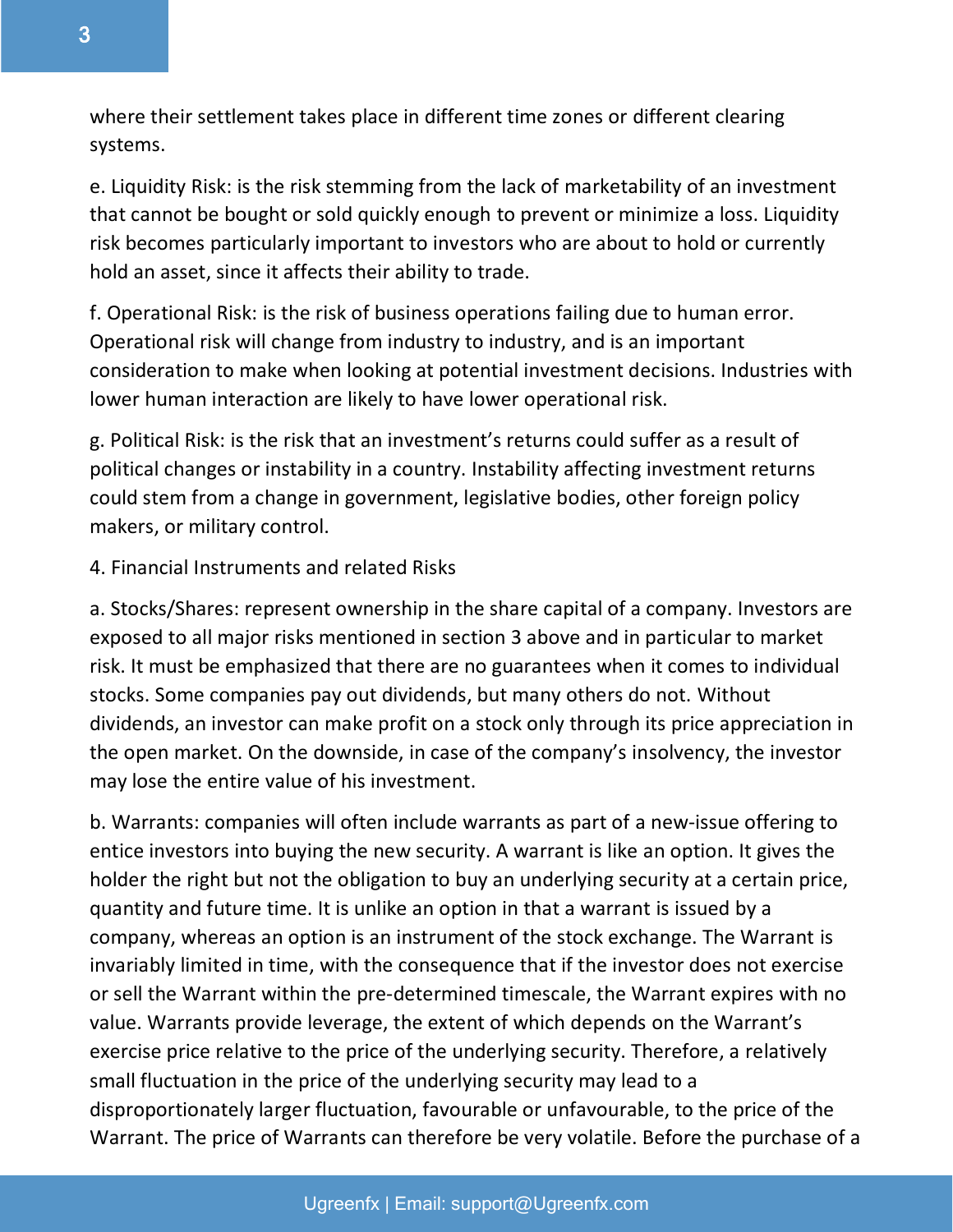where their settlement takes place in different time zones or different clearing systems.

e. Liquidity Risk: is the risk stemming from the lack of marketability of an investment that cannot be bought or sold quickly enough to prevent or minimize a loss. Liquidity risk becomes particularly important to investors who are about to hold or currently hold an asset, since it affects their ability to trade.

f. Operational Risk: is the risk of business operations failing due to human error. Operational risk will change from industry to industry, and is an important consideration to make when looking at potential investment decisions. Industries with lower human interaction are likely to have lower operational risk.

g. Political Risk: is the risk that an investment's returns could suffer as a result of political changes or instability in a country. Instability affecting investment returns could stem from a change in government, legislative bodies, other foreign policy makers, or military control.

4. Financial Instruments and related Risks

a. Stocks/Shares: represent ownership in the share capital of a company. Investors are exposed to all major risks mentioned in section 3 above and in particular to market risk. It must be emphasized that there are no guarantees when it comes to individual stocks. Some companies pay out dividends, but many others do not. Without dividends, an investor can make profit on a stock only through its price appreciation in the open market. On the downside, in case of the company's insolvency, the investor may lose the entire value of his investment.

b. Warrants: companies will often include warrants as part of a new-issue offering to entice investors into buying the new security. A warrant is like an option. It gives the holder the right but not the obligation to buy an underlying security at a certain price, quantity and future time. It is unlike an option in that a warrant is issued by a company, whereas an option is an instrument of the stock exchange. The Warrant is invariably limited in time, with the consequence that if the investor does not exercise or sell the Warrant within the pre-determined timescale, the Warrant expires with no value. Warrants provide leverage, the extent of which depends on the Warrant's exercise price relative to the price of the underlying security. Therefore, a relatively small fluctuation in the price of the underlying security may lead to a disproportionately larger fluctuation, favourable or unfavourable, to the price of the Warrant. The price of Warrants can therefore be very volatile. Before the purchase of a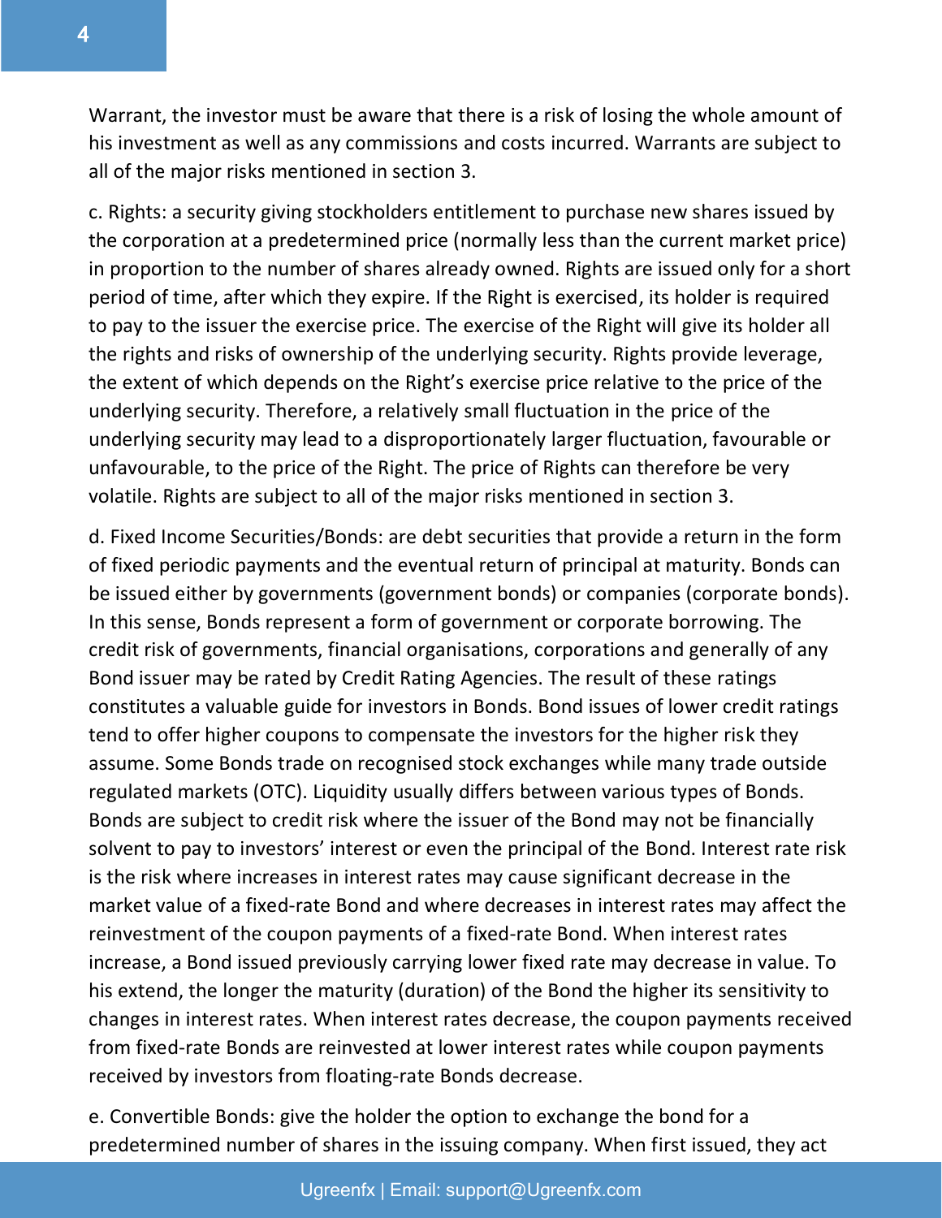Warrant, the investor must be aware that there is a risk of losing the whole amount of his investment as well as any commissions and costs incurred. Warrants are subject to all of the major risks mentioned in section 3.

c. Rights: a security giving stockholders entitlement to purchase new shares issued by the corporation at a predetermined price (normally less than the current market price) in proportion to the number of shares already owned. Rights are issued only for a short period of time, after which they expire. If the Right is exercised, its holder is required to pay to the issuer the exercise price. The exercise of the Right will give its holder all the rights and risks of ownership of the underlying security. Rights provide leverage, the extent of which depends on the Right's exercise price relative to the price of the underlying security. Therefore, a relatively small fluctuation in the price of the underlying security may lead to a disproportionately larger fluctuation, favourable or unfavourable, to the price of the Right. The price of Rights can therefore be very volatile. Rights are subject to all of the major risks mentioned in section 3.

d. Fixed Income Securities/Bonds: are debt securities that provide a return in the form of fixed periodic payments and the eventual return of principal at maturity. Bonds can be issued either by governments (government bonds) or companies (corporate bonds). In this sense, Bonds represent a form of government or corporate borrowing. The credit risk of governments, financial organisations, corporations and generally of any Bond issuer may be rated by Credit Rating Agencies. The result of these ratings constitutes a valuable guide for investors in Bonds. Bond issues of lower credit ratings tend to offer higher coupons to compensate the investors for the higher risk they assume. Some Bonds trade on recognised stock exchanges while many trade outside regulated markets (OTC). Liquidity usually differs between various types of Bonds. Bonds are subject to credit risk where the issuer of the Bond may not be financially solvent to pay to investors' interest or even the principal of the Bond. Interest rate risk is the risk where increases in interest rates may cause significant decrease in the market value of a fixed-rate Bond and where decreases in interest rates may affect the reinvestment of the coupon payments of a fixed-rate Bond. When interest rates increase, a Bond issued previously carrying lower fixed rate may decrease in value. To his extend, the longer the maturity (duration) of the Bond the higher its sensitivity to changes in interest rates. When interest rates decrease, the coupon payments received from fixed-rate Bonds are reinvested at lower interest rates while coupon payments received by investors from floating-rate Bonds decrease.

e. Convertible Bonds: give the holder the option to exchange the bond for a predetermined number of shares in the issuing company. When first issued, they act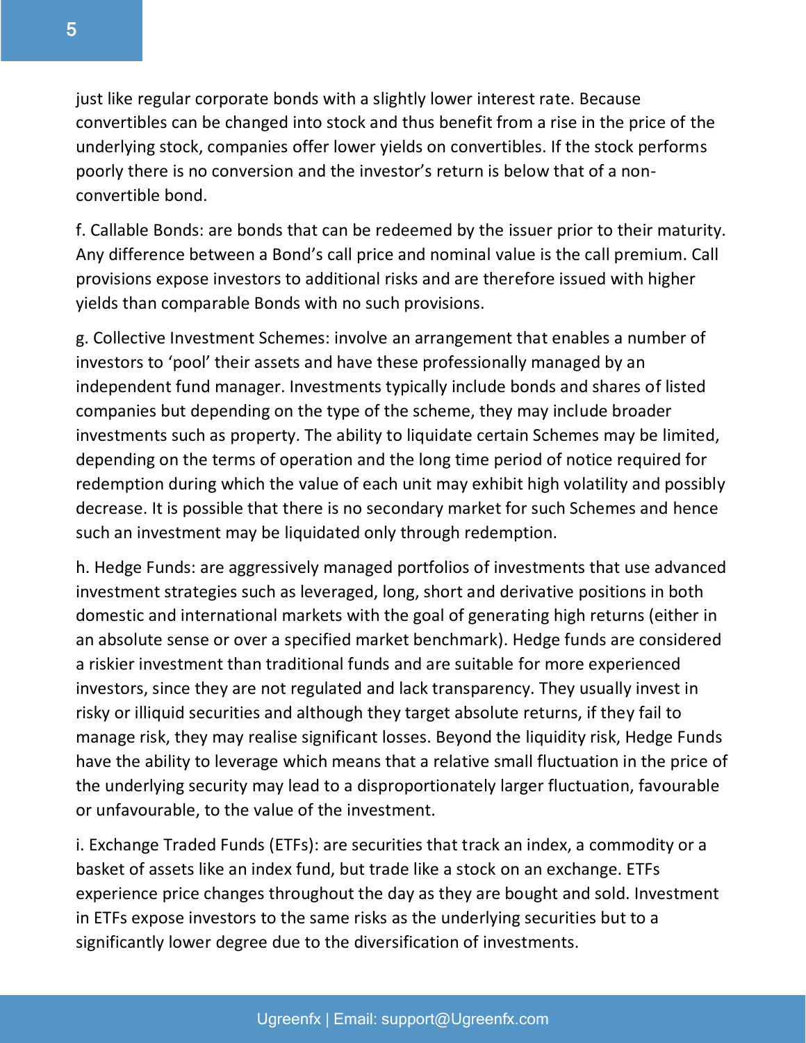just like regular corporate bonds with a slightly lower interest rate. Because convertibles can be changed into stock and thus benefit from a rise in the price of the underlying stock, companies offer lower yields on convertibles. If the stock performs poorly there is no conversion and the investor's return is below that of a non-convertible bond.

f. Callable Bonds: are bonds that can be redeemed by the issuer prior to their maturity. Any difference between a Bond's call price and nominal value is the call premium. Call provisions expose investors to additional risks and are therefore issued with higher yields than comparable Bonds with no such provisions.

g. Collective Investment Schemes: involve an arrangement that enables a number of investors to 'pool' their assets and have these professionally managed by an independent fund manager. Investments typically include bonds and shares of listed companies but depending on the type of the scheme, they may include broader investments such as property. The ability to liquidate certain Schemes may be limited, depending on the terms of operation and the long time period of notice required for redemption during which the value of each unit may exhibit high volatility and possibly decrease. It is possible that there is no secondary market for such Schemes and hence such an investment may be liquidated only through redemption.

h. Hedge Funds: are aggressively managed portfolios of investments that use advanced investment strategies such as leveraged, long, short and derivative positions in both domestic and international markets with the goal of generating high returns (either in an absolute sense or over a specified market benchmark). Hedge funds are considered a riskier investment than traditional funds and are suitable for more experienced investors, since they are not regulated and lack transparency. They usually invest in risky or illiquid securities and although they target absolute returns, if they fail to manage risk, they may realise significant losses. Beyond the liquidity risk, Hedge Funds have the ability to leverage which means that a relative small fluctuation in the price of the underlying security may lead to a disproportionately larger fluctuation, favourable or unfavourable, to the value of the investment.

i. Exchange Traded Funds (ETFs): are securities that track an index, a commodity or a basket of assets like an index fund, but trade like a stock on an exchange. ETFs experience price changes throughout the day as they are bought and sold. Investment in ETFs expose investors to the same risks as the underlying securities but to a significantly lower degree due to the diversification of investments.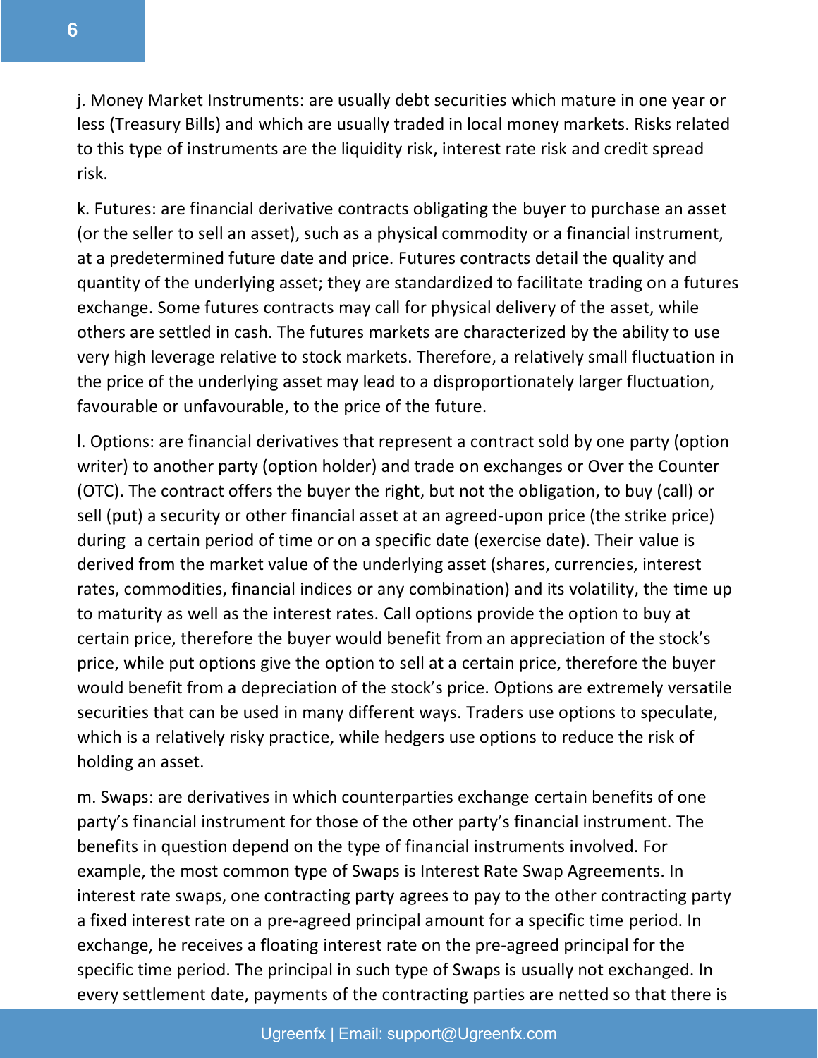j. Money Market Instruments: are usually debt securities which mature in one year or less (Treasury Bills) and which are usually traded in local money markets. Risks related to this type of instruments are the liquidity risk, interest rate risk and credit spread risk.

k. Futures: are financial derivative contracts obligating the buyer to purchase an asset (or the seller to sell an asset), such as a physical commodity or a financial instrument, at a predetermined future date and price. Futures contracts detail the quality and quantity of the underlying asset; they are standardized to facilitate trading on a futures exchange. Some futures contracts may call for physical delivery of the asset, while others are settled in cash. The futures markets are characterized by the ability to use very high leverage relative to stock markets. Therefore, a relatively small fluctuation in the price of the underlying asset may lead to a disproportionately larger fluctuation, favourable or unfavourable, to the price of the future.

l. Options: are financial derivatives that represent a contract sold by one party (option writer) to another party (option holder) and trade on exchanges or Over the Counter (OTC). The contract offers the buyer the right, but not the obligation, to buy (call) or sell (put) a security or other financial asset at an agreed-upon price (the strike price) during a certain period of time or on a specific date (exercise date). Their value is derived from the market value of the underlying asset (shares, currencies, interest rates, commodities, financial indices or any combination) and its volatility, the time up to maturity as well as the interest rates. Call options provide the option to buy at certain price, therefore the buyer would benefit from an appreciation of the stock's price, while put options give the option to sell at a certain price, therefore the buyer would benefit from a depreciation of the stock's price. Options are extremely versatile securities that can be used in many different ways. Traders use options to speculate, which is a relatively risky practice, while hedgers use options to reduce the risk of holding an asset.

m. Swaps: are derivatives in which counterparties exchange certain benefits of one party's financial instrument for those of the other party's financial instrument. The benefits in question depend on the type of financial instruments involved. For example, the most common type of Swaps is Interest Rate Swap Agreements. In interest rate swaps, one contracting party agrees to pay to the other contracting party a fixed interest rate on a pre-agreed principal amount for a specific time period. In exchange, he receives a floating interest rate on the pre-agreed principal for the specific time period. The principal in such type of Swaps is usually not exchanged. In every settlement date, payments of the contracting parties are netted so that there is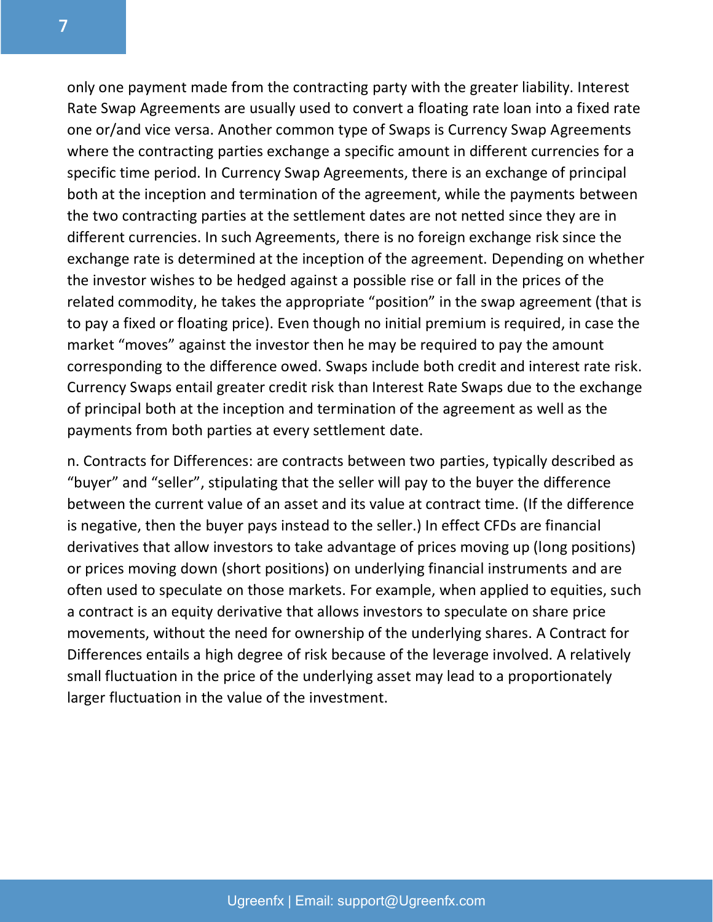only one payment made from the contracting party with the greater liability. Interest Rate Swap Agreements are usually used to convert a floating rate loan into a fixed rate one or/and vice versa. Another common type of Swaps is Currency Swap Agreements where the contracting parties exchange a specific amount in different currencies for a specific time period. In Currency Swap Agreements, there is an exchange of principal both at the inception and termination of the agreement, while the payments between the two contracting parties at the settlement dates are not netted since they are in different currencies. In such Agreements, there is no foreign exchange risk since the exchange rate is determined at the inception of the agreement. Depending on whether the investor wishes to be hedged against a possible rise or fall in the prices of the related commodity, he takes the appropriate "position" in the swap agreement (that is to pay a fixed or floating price). Even though no initial premium is required, in case the market "moves" against the investor then he may be required to pay the amount corresponding to the difference owed. Swaps include both credit and interest rate risk. Currency Swaps entail greater credit risk than Interest Rate Swaps due to the exchange of principal both at the inception and termination of the agreement as well as the payments from both parties at every settlement date.

n. Contracts for Differences: are contracts between two parties, typically described as "buyer" and "seller", stipulating that the seller will pay to the buyer the difference between the current value of an asset and its value at contract time. (If the difference is negative, then the buyer pays instead to the seller.) In effect CFDs are financial derivatives that allow investors to take advantage of prices moving up (long positions) or prices moving down (short positions) on underlying financial instruments and are often used to speculate on those markets. For example, when applied to equities, such a contract is an equity derivative that allows investors to speculate on share price movements, without the need for ownership of the underlying shares. A Contract for Differences entails a high degree of risk because of the leverage involved. A relatively small fluctuation in the price of the underlying asset may lead to a proportionately larger fluctuation in the value of the investment.